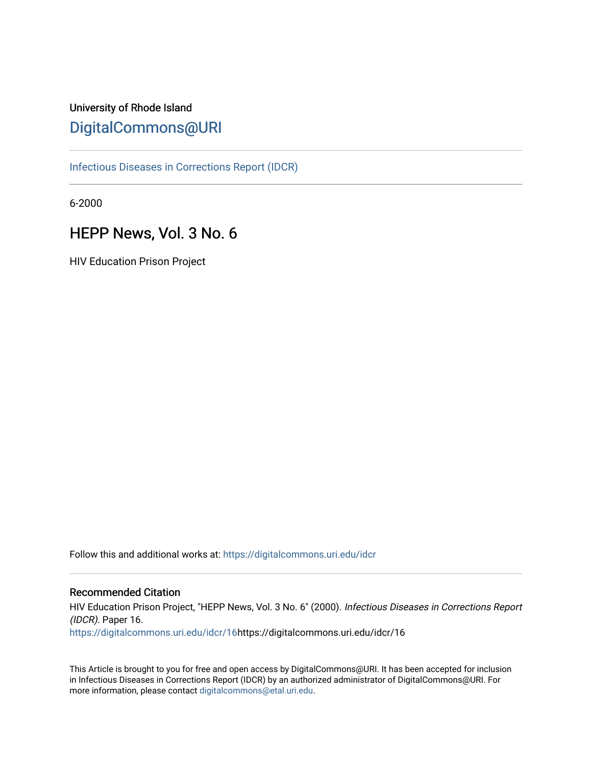University of Rhode Island

# DigitalCommons@URI

Infectious Diseases in Corrections Report (IDCR)

6-2000

## HEPP News, Vol. 3 No. 6

HIV Education Prison Project

Follow this and additional works at: https://digitalcommons.uri.edu/idcr

### Recommended Citation

HIV Education Prison Project, "HEPP News, Vol. 3 No. 6" (2000). *Infectious Diseases in Corrections Report (IDCR).* Paper 16.
https://digitalcommons.uri.edu/idcr/16https://digitalcommons.uri.edu/idcr/16

This Article is brought to you for free and open access by DigitalCommons@URI. It has been accepted for inclusion in Infectious Diseases in Corrections Report (IDCR) by an authorized administrator of DigitalCommons@URI. For more information, please contact digitalcommons@etal.uri.edu.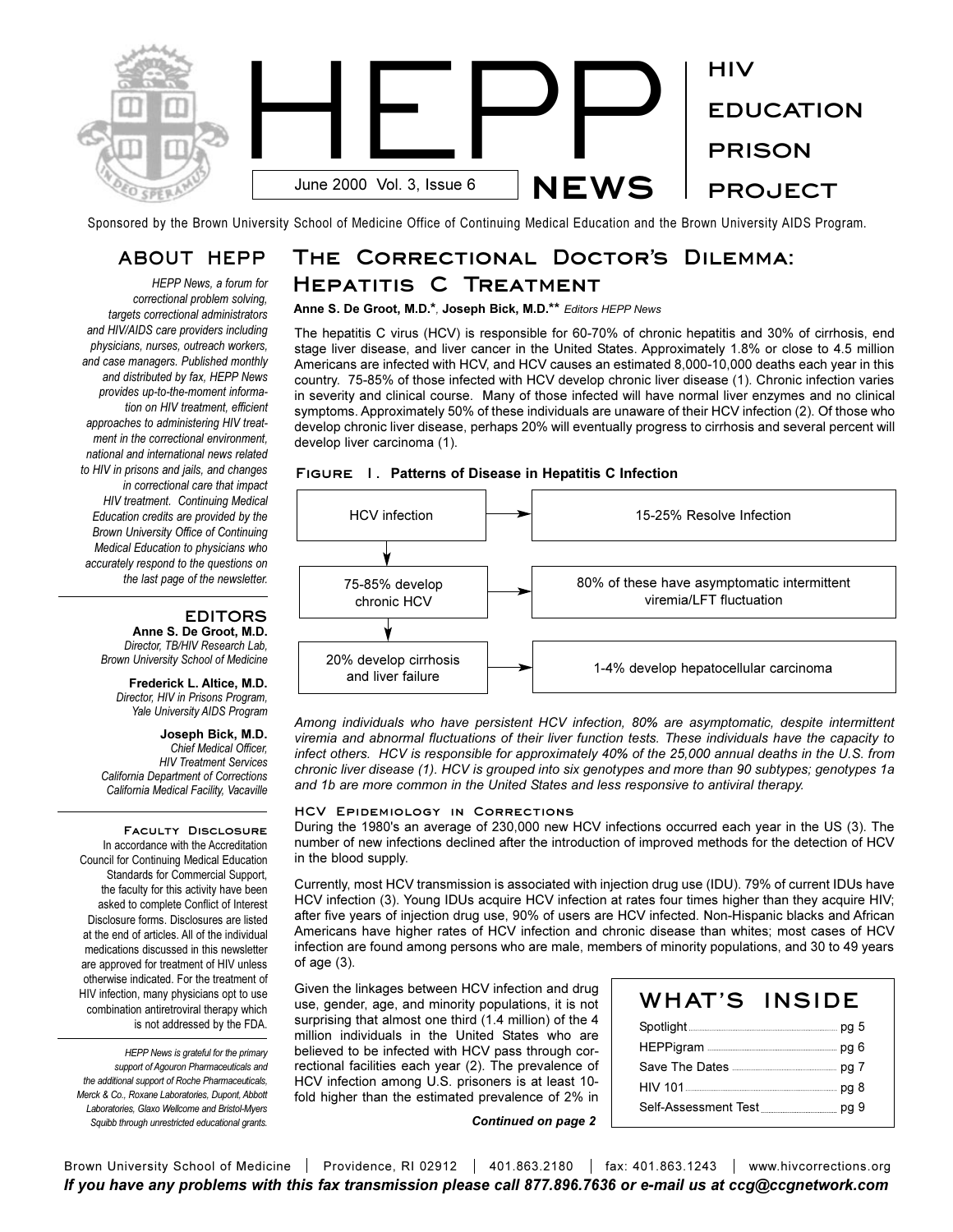# HEPP NEWS

June 2000 Vol. 3, Issue 6

HIV EDUCATION PRISON PROJECT

Sponsored by the Brown University School of Medicine Office of Continuing Medical Education and the Brown University AIDS Program.

## The Correctional Doctor's Dilemma: Hepatitis C Treatment

**Anne S. De Groot, M.D.\***, **Joseph Bick, M.D.\*\*** *Editors HEPP News*

The hepatitis C virus (HCV) is responsible for 60-70% of chronic hepatitis and 30% of cirrhosis, end stage liver disease, and liver cancer in the United States. Approximately 1.8% or close to 4.5 million Americans are infected with HCV, and HCV causes an estimated 8,000-10,000 deaths each year in this country. 75-85% of those infected with HCV develop chronic liver disease (1). Chronic infection varies in severity and clinical course. Many of those infected will have normal liver enzymes and no clinical symptoms. Approximately 50% of these individuals are unaware of their HCV infection (2). Of those who develop chronic liver disease, perhaps 20% will eventually progress to cirrhosis and several percent will develop liver carcinoma (1).

**Figure 1. Patterns of Disease in Hepatitis C Infection**

- HCV infection → 15-25% Resolve Infection
- ↓ 75-85% develop chronic HCV → 80% of these have asymptomatic intermittent viremia/LFT fluctuation
- ↓ 20% develop cirrhosis and liver failure → 1-4% develop hepatocellular carcinoma

*Among individuals who have persistent HCV infection, 80% are asymptomatic, despite intermittent viremia and abnormal fluctuations of their liver function tests. These individuals have the capacity to infect others. HCV is responsible for approximately 40% of the 25,000 annual deaths in the U.S. from chronic liver disease (1). HCV is grouped into six genotypes and more than 90 subtypes; genotypes 1a and 1b are more common in the United States and less responsive to antiviral therapy.*

### HCV Epidemiology in Corrections

During the 1980's an average of 230,000 new HCV infections occurred each year in the US (3). The number of new infections declined after the introduction of improved methods for the detection of HCV in the blood supply.

Currently, most HCV transmission is associated with injection drug use (IDU). 79% of current IDUs have HCV infection (3). Young IDUs acquire HCV infection at rates four times higher than they acquire HIV; after five years of injection drug use, 90% of users are HCV infected. Non-Hispanic blacks and African Americans have higher rates of HCV infection and chronic disease than whites; most cases of HCV infection are found among persons who are male, members of minority populations, and 30 to 49 years of age (3).

Given the linkages between HCV infection and drug use, gender, age, and minority populations, it is not surprising that almost one third (1.4 million) of the 4 million individuals in the United States who are believed to be infected with HCV pass through correctional facilities each year (2). The prevalence of HCV infection among U.S. prisoners is at least 10-fold higher than the estimated prevalence of 2% in

***Continued on page 2***

## What's Inside

| | |
|---|---|
| Spotlight | pg 5 |
| HEPPigram | pg 6 |
| Save The Dates | pg 7 |
| HIV 101 | pg 8 |
| Self-Assessment Test | pg 9 |

## About HEPP

*HEPP News, a forum for correctional problem solving, targets correctional administrators and HIV/AIDS care providers including physicians, nurses, outreach workers, and case managers. Published monthly and distributed by fax, HEPP News provides up-to-the-moment information on HIV treatment, efficient approaches to administering HIV treatment in the correctional environment, national and international news related to HIV in prisons and jails, and changes in correctional care that impact HIV treatment. Continuing Medical Education credits are provided by the Brown University Office of Continuing Medical Education to physicians who accurately respond to the questions on the last page of the newsletter.*

## Editors

**Anne S. De Groot, M.D.**
*Director, TB/HIV Research Lab, Brown University School of Medicine*

**Frederick L. Altice, M.D.**
*Director, HIV in Prisons Program, Yale University AIDS Program*

**Joseph Bick, M.D.**
*Chief Medical Officer, HIV Treatment Services California Department of Corrections California Medical Facility, Vacaville*

### Faculty Disclosure

In accordance with the Accreditation Council for Continuing Medical Education Standards for Commercial Support, the faculty for this activity have been asked to complete Conflict of Interest Disclosure forms. Disclosures are listed at the end of articles. All of the individual medications discussed in this newsletter are approved for treatment of HIV unless otherwise indicated. For the treatment of HIV infection, many physicians opt to use combination antiretroviral therapy which is not addressed by the FDA.

*HEPP News is grateful for the primary support of Agouron Pharmaceuticals and the additional support of Roche Pharmaceuticals, Merck & Co., Roxane Laboratories, Dupont, Abbott Laboratories, Glaxo Wellcome and Bristol-Myers Squibb through unrestricted educational grants.*

Brown University School of Medicine | Providence, RI 02912 | 401.863.2180 | fax: 401.863.1243 | www.hivcorrections.org

***If you have any problems with this fax transmission please call 877.896.7636 or e-mail us at ccg@ccgnetwork.com***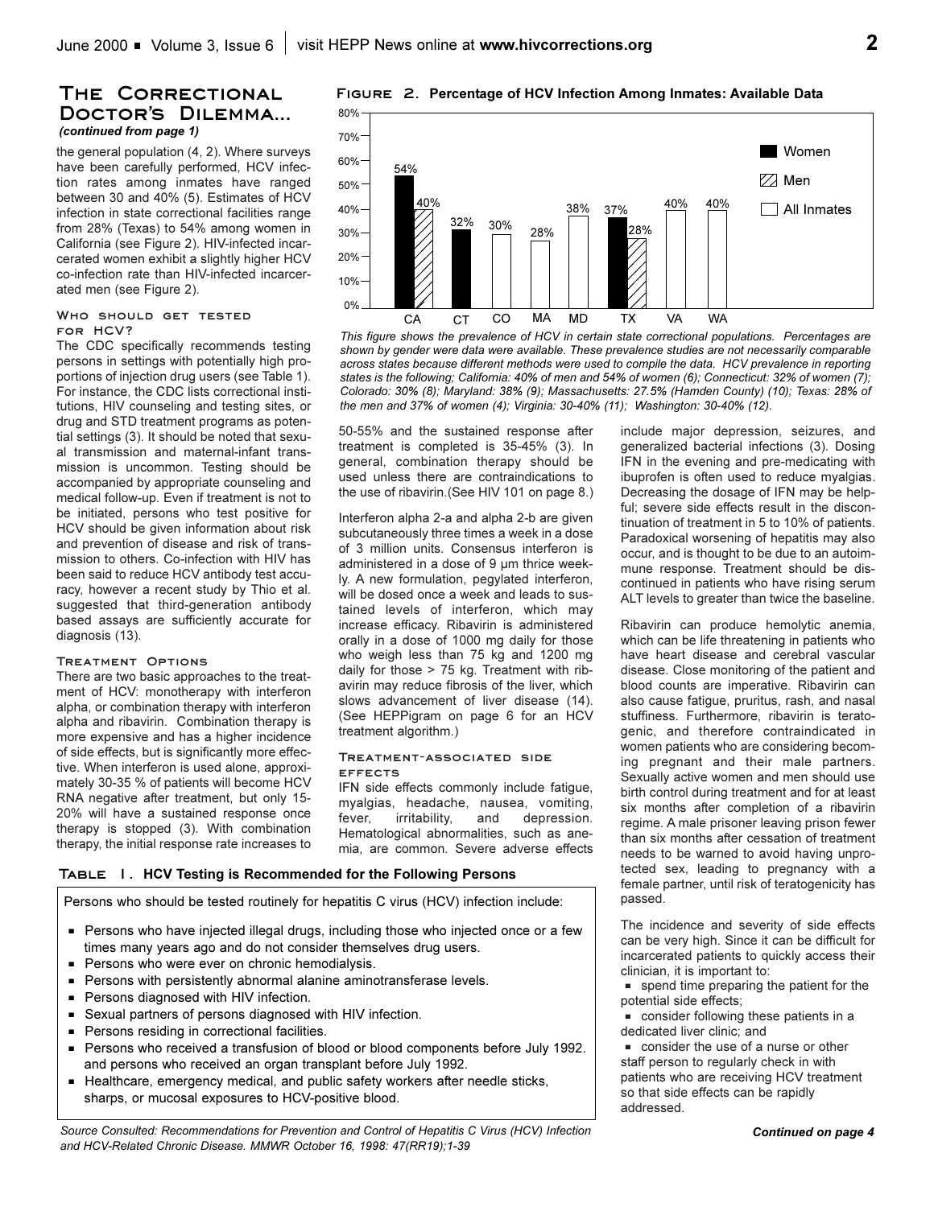## The Correctional Doctor's Dilemma...

*(continued from page 1)*

the general population (4, 2). Where surveys have been carefully performed, HCV infection rates among inmates have ranged between 30 and 40% (5). Estimates of HCV infection in state correctional facilities range from 28% (Texas) to 54% among women in California (see Figure 2). HIV-infected incarcerated women exhibit a slightly higher HCV co-infection rate than HIV-infected incarcerated men (see Figure 2).

### Who should get tested for HCV?

The CDC specifically recommends testing persons in settings with potentially high proportions of injection drug users (see Table 1). For instance, the CDC lists correctional institutions, HIV counseling and testing sites, or drug and STD treatment programs as potential settings (3). It should be noted that sexual transmission and maternal-infant transmission is uncommon. Testing should be accompanied by appropriate counseling and medical follow-up. Even if treatment is not to be initiated, persons who test positive for HCV should be given information about risk and prevention of disease and risk of transmission to others. Co-infection with HIV has been said to reduce HCV antibody test accuracy, however a recent study by Thio et al. suggested that third-generation antibody based assays are sufficiently accurate for diagnosis (13).

### Treatment Options

There are two basic approaches to the treatment of HCV: monotherapy with interferon alpha, or combination therapy with interferon alpha and ribavirin. Combination therapy is more expensive and has a higher incidence of side effects, but is significantly more effective. When interferon is used alone, approximately 30-35 % of patients will become HCV RNA negative after treatment, but only 15-20% will have a sustained response once therapy is stopped (3). With combination therapy, the initial response rate increases to 50-55% and the sustained response after treatment is completed is 35-45% (3). In general, combination therapy should be used unless there are contraindications to the use of ribavirin.(See HIV 101 on page 8.)

Interferon alpha 2-a and alpha 2-b are given subcutaneously three times a week in a dose of 3 million units. Consensus interferon is administered in a dose of 9 μm thrice weekly. A new formulation, pegylated interferon, will be dosed once a week and leads to sustained levels of interferon, which may increase efficacy. Ribavirin is administered orally in a dose of 1000 mg daily for those who weigh less than 75 kg and 1200 mg daily for those > 75 kg. Treatment with ribavirin may reduce fibrosis of the liver, which slows advancement of liver disease (14). (See HEPPigram on page 6 for an HCV treatment algorithm.)

### Treatment-associated side effects

IFN side effects commonly include fatigue, myalgias, headache, nausea, vomiting, fever, irritability, and depression. Hematological abnormalities, such as anemia, are common. Severe adverse effects include major depression, seizures, and generalized bacterial infections (3). Dosing IFN in the evening and pre-medicating with ibuprofen is often used to reduce myalgias. Decreasing the dosage of IFN may be helpful; severe side effects result in the discontinuation of treatment in 5 to 10% of patients. Paradoxical worsening of hepatitis may also occur, and is thought to be due to an autoimmune response. Treatment should be discontinued in patients who have rising serum ALT levels to greater than twice the baseline.

Ribavirin can produce hemolytic anemia, which can be life threatening in patients who have heart disease and cerebral vascular disease. Close monitoring of the patient and blood counts are imperative. Ribavirin can also cause fatigue, pruritus, rash, and nasal stuffiness. Furthermore, ribavirin is teratogenic, and therefore contraindicated in women patients who are considering becoming pregnant and their male partners. Sexually active women and men should use birth control during treatment and for at least six months after completion of a ribavirin regime. A male prisoner leaving prison fewer than six months after cessation of treatment needs to be warned to avoid having unprotected sex, leading to pregnancy with a female partner, until risk of teratogenicity has passed.

The incidence and severity of side effects can be very high. Since it can be difficult for incarcerated patients to quickly access their clinician, it is important to:

- spend time preparing the patient for the potential side effects;
- consider following these patients in a dedicated liver clinic; and
- consider the use of a nurse or other staff person to regularly check in with patients who are receiving HCV treatment so that side effects can be rapidly addressed.

*Continued on page 4*

**Figure 2. Percentage of HCV Infection Among Inmates: Available Data**

| State | Women | Men | All Inmates |
|---|---|---|---|
| CA | 54% | 40% | |
| CT | 32% | | |
| CO | | | 30% |
| MA | | | 28% |
| MD | | | 38% |
| TX | 37% | 28% | |
| VA | | | 40% |
| WA | | | 40% |

*This figure shows the prevalence of HCV in certain state correctional populations. Percentages are shown by gender were data were available. These prevalence studies are not necessarily comparable across states because different methods were used to compile the data. HCV prevalence in reporting states is the following; California: 40% of men and 54% of women (6); Connecticut: 32% of women (7); Colorado: 30% (8); Maryland: 38% (9); Massachusetts: 27.5% (Hamden County) (10); Texas: 28% of the men and 37% of women (4); Virginia: 30-40% (11); Washington: 30-40% (12).*

**Table 1. HCV Testing is Recommended for the Following Persons**

Persons who should be tested routinely for hepatitis C virus (HCV) infection include:

- Persons who have injected illegal drugs, including those who injected once or a few times many years ago and do not consider themselves drug users.
- Persons who were ever on chronic hemodialysis.
- Persons with persistently abnormal alanine aminotransferase levels.
- Persons diagnosed with HIV infection.
- Sexual partners of persons diagnosed with HIV infection.
- Persons residing in correctional facilities.
- Persons who received a transfusion of blood or blood components before July 1992. and persons who received an organ transplant before July 1992.
- Healthcare, emergency medical, and public safety workers after needle sticks, sharps, or mucosal exposures to HCV-positive blood.

*Source Consulted: Recommendations for Prevention and Control of Hepatitis C Virus (HCV) Infection and HCV-Related Chronic Disease. MMWR October 16, 1998: 47(RR19);1-39*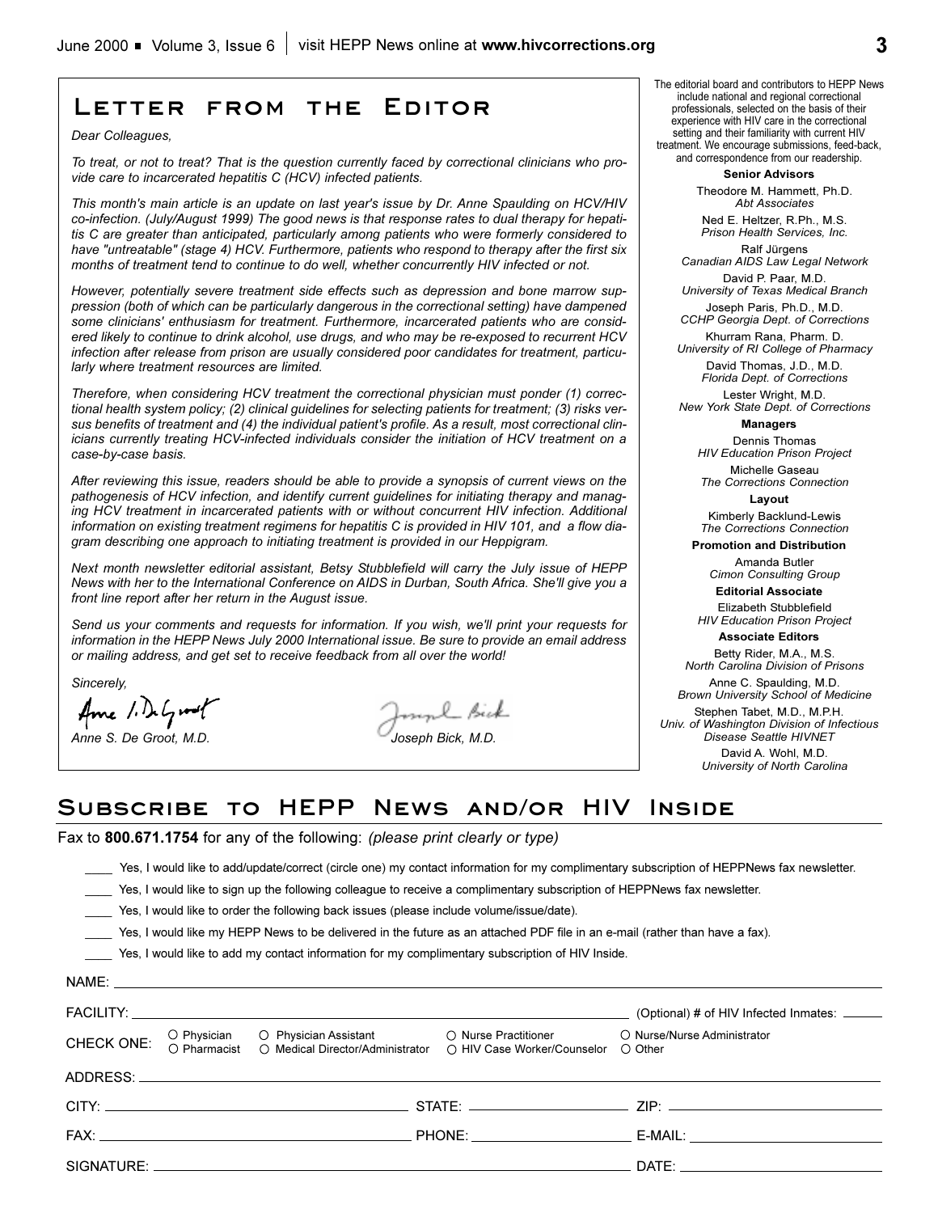# Letter from the Editor

*Dear Colleagues,*

*To treat, or not to treat? That is the question currently faced by correctional clinicians who provide care to incarcerated hepatitis C (HCV) infected patients.*

*This month's main article is an update on last year's issue by Dr. Anne Spaulding on HCV/HIV co-infection. (July/August 1999) The good news is that response rates to dual therapy for hepatitis C are greater than anticipated, particularly among patients who were formerly considered to have "untreatable" (stage 4) HCV. Furthermore, patients who respond to therapy after the first six months of treatment tend to continue to do well, whether concurrently HIV infected or not.*

*However, potentially severe treatment side effects such as depression and bone marrow suppression (both of which can be particularly dangerous in the correctional setting) have dampened some clinicians' enthusiasm for treatment. Furthermore, incarcerated patients who are considered likely to continue to drink alcohol, use drugs, and who may be re-exposed to recurrent HCV infection after release from prison are usually considered poor candidates for treatment, particularly where treatment resources are limited.*

*Therefore, when considering HCV treatment the correctional physician must ponder (1) correctional health system policy; (2) clinical guidelines for selecting patients for treatment; (3) risks versus benefits of treatment and (4) the individual patient's profile. As a result, most correctional clinicians currently treating HCV-infected individuals consider the initiation of HCV treatment on a case-by-case basis.*

*After reviewing this issue, readers should be able to provide a synopsis of current views on the pathogenesis of HCV infection, and identify current guidelines for initiating therapy and managing HCV treatment in incarcerated patients with or without concurrent HIV infection. Additional information on existing treatment regimens for hepatitis C is provided in HIV 101, and a flow diagram describing one approach to initiating treatment is provided in our Heppigram.*

*Next month newsletter editorial assistant, Betsy Stubblefield will carry the July issue of HEPP News with her to the International Conference on AIDS in Durban, South Africa. She'll give you a front line report after her return in the August issue.*

*Send us your comments and requests for information. If you wish, we'll print your requests for information in the HEPP News July 2000 International issue. Be sure to provide an email address or mailing address, and get set to receive feedback from all over the world!*

*Sincerely,*

*Anne S. De Groot, M.D.* *Joseph Bick, M.D.*

The editorial board and contributors to HEPP News include national and regional correctional professionals, selected on the basis of their experience with HIV care in the correctional setting and their familiarity with current HIV treatment. We encourage submissions, feed-back, and correspondence from our readership.

**Senior Advisors**

Theodore M. Hammett, Ph.D.
*Abt Associates*

Ned E. Heltzer, R.Ph., M.S.
*Prison Health Services, Inc.*

Ralf Jürgens
*Canadian AIDS Law Legal Network*

David P. Paar, M.D.
*University of Texas Medical Branch*

Joseph Paris, Ph.D., M.D.
*CCHP Georgia Dept. of Corrections*

Khurram Rana, Pharm. D.
*University of RI College of Pharmacy*

David Thomas, J.D., M.D.
*Florida Dept. of Corrections*

Lester Wright, M.D.
*New York State Dept. of Corrections*

**Managers**

Dennis Thomas
*HIV Education Prison Project*

Michelle Gaseau
*The Corrections Connection*

**Layout**

Kimberly Backlund-Lewis
*The Corrections Connection*

**Promotion and Distribution**

Amanda Butler
*Cimon Consulting Group*

**Editorial Associate**

Elizabeth Stubblefield
*HIV Education Prison Project*

**Associate Editors**

Betty Rider, M.A., M.S.
*North Carolina Division of Prisons*

Anne C. Spaulding, M.D.
*Brown University School of Medicine*

Stephen Tabet, M.D., M.P.H.
*Univ. of Washington Division of Infectious Disease Seattle HIVNET*

David A. Wohl, M.D.
*University of North Carolina*

# Subscribe to HEPP News and/or HIV Inside

Fax to **800.671.1754** for any of the following: *(please print clearly or type)*

____ Yes, I would like to add/update/correct (circle one) my contact information for my complimentary subscription of HEPPNews fax newsletter.

____ Yes, I would like to sign up the following colleague to receive a complimentary subscription of HEPPNews fax newsletter.

____ Yes, I would like to order the following back issues (please include volume/issue/date).

____ Yes, I would like my HEPP News to be delivered in the future as an attached PDF file in an e-mail (rather than have a fax).

____ Yes, I would like to add my contact information for my complimentary subscription of HIV Inside.

NAME: ____________________

FACILITY: ____________________ (Optional) # of HIV Infected Inmates: ______

CHECK ONE: ○ Physician ○ Pharmacist ○ Physician Assistant ○ Medical Director/Administrator ○ Nurse Practitioner ○ HIV Case Worker/Counselor ○ Nurse/Nurse Administrator ○ Other

ADDRESS: ____________________

CITY: ____________________ STATE: ____________________ ZIP: ____________________

FAX: ____________________ PHONE: ____________________ E-MAIL: ____________________

SIGNATURE: ____________________ DATE: ____________________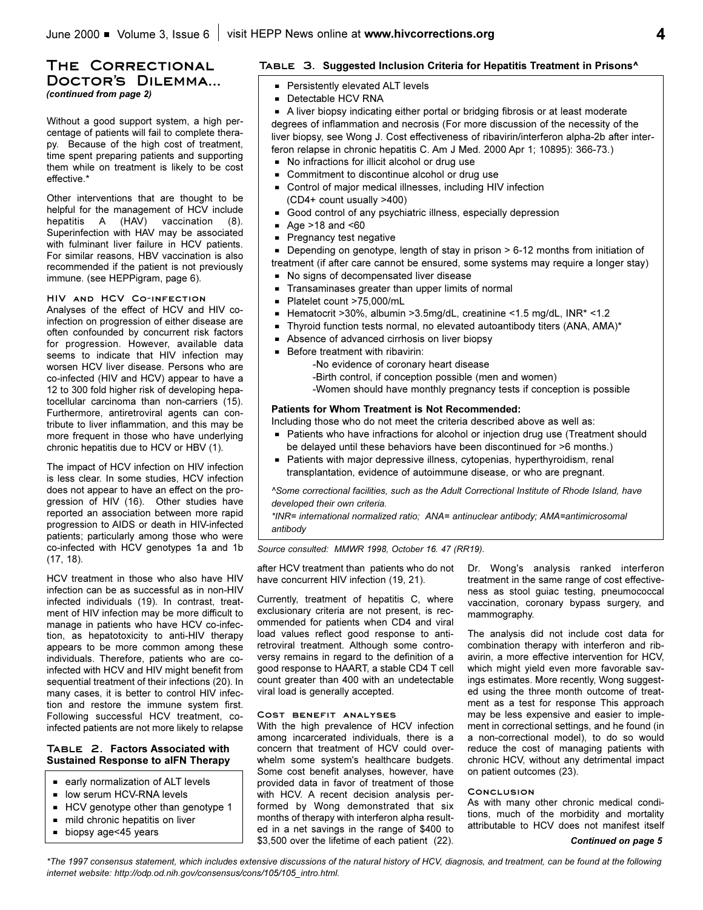## The Correctional Doctor's Dilemma...

*(continued from page 2)*

Without a good support system, a high percentage of patients will fail to complete therapy. Because of the high cost of treatment, time spent preparing patients and supporting them while on treatment is likely to be cost effective.*

Other interventions that are thought to be helpful for the management of HCV include hepatitis A (HAV) vaccination (8). Superinfection with HAV may be associated with fulminant liver failure in HCV patients. For similar reasons, HBV vaccination is also recommended if the patient is not previously immune. (see HEPPigram, page 6).

### HIV and HCV Co-infection

Analyses of the effect of HCV and HIV co-infection on progression of either disease are often confounded by concurrent risk factors for progression. However, available data seems to indicate that HIV infection may worsen HCV liver disease. Persons who are co-infected (HIV and HCV) appear to have a 12 to 300 fold higher risk of developing hepatocellular carcinoma than non-carriers (15). Furthermore, antiretroviral agents can contribute to liver inflammation, and this may be more frequent in those who have underlying chronic hepatitis due to HCV or HBV (1).

The impact of HCV infection on HIV infection is less clear. In some studies, HCV infection does not appear to have an effect on the progression of HIV (16). Other studies have reported an association between more rapid progression to AIDS or death in HIV-infected patients; particularly among those who were co-infected with HCV genotypes 1a and 1b (17, 18).

HCV treatment in those who also have HIV infection can be as successful as in non-HIV infected individuals (19). In contrast, treatment of HIV infection may be more difficult to manage in patients who have HCV co-infection, as hepatotoxicity to anti-HIV therapy appears to be more common among these individuals. Therefore, patients who are co-infected with HCV and HIV might benefit from sequential treatment of their infections (20). In many cases, it is better to control HIV infection and restore the immune system first. Following successful HCV treatment, co-infected patients are not more likely to relapse after HCV treatment than patients who do not have concurrent HIV infection (19, 21).

**Table 2. Factors Associated with Sustained Response to aIFN Therapy**

- early normalization of ALT levels
- low serum HCV-RNA levels
- HCV genotype other than genotype 1
- mild chronic hepatitis on liver
- biopsy age<45 years

**Table 3. Suggested Inclusion Criteria for Hepatitis Treatment in Prisons^**

- Persistently elevated ALT levels
- Detectable HCV RNA
- A liver biopsy indicating either portal or bridging fibrosis or at least moderate degrees of inflammation and necrosis (For more discussion of the necessity of the liver biopsy, see Wong J. Cost effectiveness of ribavirin/interferon alpha-2b after interferon relapse in chronic hepatitis C. Am J Med. 2000 Apr 1; 10895): 366-73.)
- No infractions for illicit alcohol or drug use
- Commitment to discontinue alcohol or drug use
- Control of major medical illnesses, including HIV infection (CD4+ count usually >400)
- Good control of any psychiatric illness, especially depression
- Age >18 and <60
- Pregnancy test negative
- Depending on genotype, length of stay in prison > 6-12 months from initiation of treatment (if after care cannot be ensured, some systems may require a longer stay)
- No signs of decompensated liver disease
- Transaminases greater than upper limits of normal
- Platelet count >75,000/mL
- Hematocrit >30%, albumin >3.5mg/dL, creatinine <1.5 mg/dL, INR* <1.2
- Thyroid function tests normal, no elevated autoantibody titers (ANA, AMA)*
- Absence of advanced cirrhosis on liver biopsy
- Before treatment with ribavirin:
  - No evidence of coronary heart disease
  - Birth control, if conception possible (men and women)
  - Women should have monthly pregnancy tests if conception is possible

**Patients for Whom Treatment is Not Recommended:**

Including those who do not meet the criteria described above as well as:

- Patients who have infractions for alcohol or injection drug use (Treatment should be delayed until these behaviors have been discontinued for >6 months.)
- Patients with major depressive illness, cytopenias, hyperthyroidism, renal transplantation, evidence of autoimmune disease, or who are pregnant.

*^Some correctional facilities, such as the Adult Correctional Institute of Rhode Island, have developed their own criteria.*

**INR= international normalized ratio; ANA= antinuclear antibody; AMA=antimicrosomal antibody*

*Source consulted: MMWR 1998, October 16. 47 (RR19).*

Currently, treatment of hepatitis C, where exclusionary criteria are not present, is recommended for patients when CD4 and viral load values reflect good response to antiretroviral treatment. Although some controversy remains in regard to the definition of a good response to HAART, a stable CD4 T cell count greater than 400 with an undetectable viral load is generally accepted.

### Cost benefit analyses

With the high prevalence of HCV infection among incarcerated individuals, there is a concern that treatment of HCV could overwhelm some system's healthcare budgets. Some cost benefit analyses, however, have provided data in favor of treatment of those with HCV. A recent decision analysis performed by Wong demonstrated that six months of therapy with interferon alpha resulted in a net savings in the range of $400 to $3,500 over the lifetime of each patient (22). Dr. Wong's analysis ranked interferon treatment in the same range of cost effectiveness as stool guiac testing, pneumococcal vaccination, coronary bypass surgery, and mammography.

The analysis did not include cost data for combination therapy with interferon and ribavirin, a more effective intervention for HCV, which might yield even more favorable savings estimates. More recently, Wong suggested using the three month outcome of treatment as a test for response This approach may be less expensive and easier to implement in correctional settings, and he found (in a non-correctional model), to do so would reduce the cost of managing patients with chronic HCV, without any detrimental impact on patient outcomes (23).

### Conclusion

As with many other chronic medical conditions, much of the morbidity and mortality attributable to HCV does not manifest itself

***Continued on page 5***

*\*The 1997 consensus statement, which includes extensive discussions of the natural history of HCV, diagnosis, and treatment, can be found at the following internet website: http://odp.od.nih.gov/consensus/cons/105/105_intro.html.*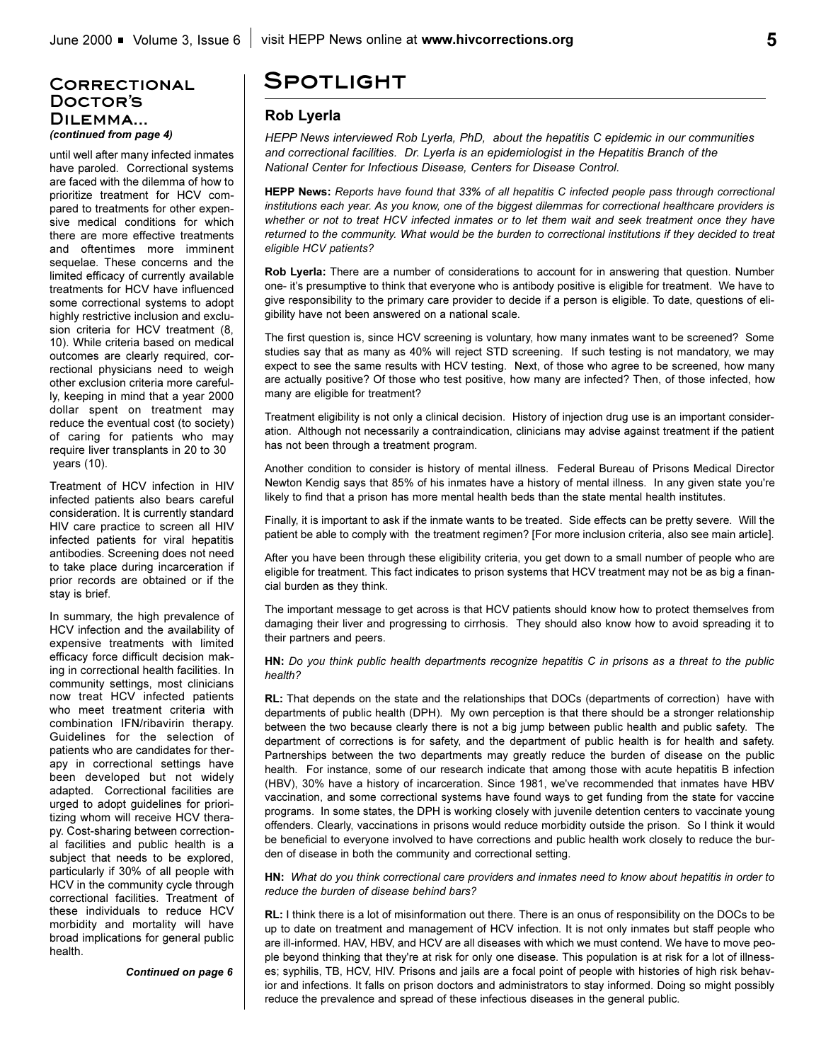## Correctional Doctor's Dilemma...

*(continued from page 4)*

until well after many infected inmates have paroled. Correctional systems are faced with the dilemma of how to prioritize treatment for HCV compared to treatments for other expensive medical conditions for which there are more effective treatments and oftentimes more imminent sequelae. These concerns and the limited efficacy of currently available treatments for HCV have influenced some correctional systems to adopt highly restrictive inclusion and exclusion criteria for HCV treatment (8, 10). While criteria based on medical outcomes are clearly required, correctional physicians need to weigh other exclusion criteria more carefully, keeping in mind that a year 2000 dollar spent on treatment may reduce the eventual cost (to society) of caring for patients who may require liver transplants in 20 to 30 years (10).

Treatment of HCV infection in HIV infected patients also bears careful consideration. It is currently standard HIV care practice to screen all HIV infected patients for viral hepatitis antibodies. Screening does not need to take place during incarceration if prior records are obtained or if the stay is brief.

In summary, the high prevalence of HCV infection and the availability of expensive treatments with limited efficacy force difficult decision making in correctional health facilities. In community settings, most clinicians now treat HCV infected patients who meet treatment criteria with combination IFN/ribavirin therapy. Guidelines for the selection of patients who are candidates for therapy in correctional settings have been developed but not widely adapted. Correctional facilities are urged to adopt guidelines for prioritizing whom will receive HCV therapy. Cost-sharing between correctional facilities and public health is a subject that needs to be explored, particularly if 30% of all people with HCV in the community cycle through correctional facilities. Treatment of these individuals to reduce HCV morbidity and mortality will have broad implications for general public health.

***Continued on page 6***

# Spotlight

## Rob Lyerla

*HEPP News interviewed Rob Lyerla, PhD, about the hepatitis C epidemic in our communities and correctional facilities. Dr. Lyerla is an epidemiologist in the Hepatitis Branch of the National Center for Infectious Disease, Centers for Disease Control.*

**HEPP News:** *Reports have found that 33% of all hepatitis C infected people pass through correctional institutions each year. As you know, one of the biggest dilemmas for correctional healthcare providers is whether or not to treat HCV infected inmates or to let them wait and seek treatment once they have returned to the community. What would be the burden to correctional institutions if they decided to treat eligible HCV patients?*

**Rob Lyerla:** There are a number of considerations to account for in answering that question. Number one- it's presumptive to think that everyone who is antibody positive is eligible for treatment. We have to give responsibility to the primary care provider to decide if a person is eligible. To date, questions of eligibility have not been answered on a national scale.

The first question is, since HCV screening is voluntary, how many inmates want to be screened? Some studies say that as many as 40% will reject STD screening. If such testing is not mandatory, we may expect to see the same results with HCV testing. Next, of those who agree to be screened, how many are actually positive? Of those who test positive, how many are infected? Then, of those infected, how many are eligible for treatment?

Treatment eligibility is not only a clinical decision. History of injection drug use is an important consideration. Although not necessarily a contraindication, clinicians may advise against treatment if the patient has not been through a treatment program.

Another condition to consider is history of mental illness. Federal Bureau of Prisons Medical Director Newton Kendig says that 85% of his inmates have a history of mental illness. In any given state you're likely to find that a prison has more mental health beds than the state mental health institutes.

Finally, it is important to ask if the inmate wants to be treated. Side effects can be pretty severe. Will the patient be able to comply with the treatment regimen? [For more inclusion criteria, also see main article].

After you have been through these eligibility criteria, you get down to a small number of people who are eligible for treatment. This fact indicates to prison systems that HCV treatment may not be as big a financial burden as they think.

The important message to get across is that HCV patients should know how to protect themselves from damaging their liver and progressing to cirrhosis. They should also know how to avoid spreading it to their partners and peers.

**HN:** *Do you think public health departments recognize hepatitis C in prisons as a threat to the public health?*

**RL:** That depends on the state and the relationships that DOCs (departments of correction) have with departments of public health (DPH). My own perception is that there should be a stronger relationship between the two because clearly there is not a big jump between public health and public safety. The department of corrections is for safety, and the department of public health is for health and safety. Partnerships between the two departments may greatly reduce the burden of disease on the public health. For instance, some of our research indicate that among those with acute hepatitis B infection (HBV), 30% have a history of incarceration. Since 1981, we've recommended that inmates have HBV vaccination, and some correctional systems have found ways to get funding from the state for vaccine programs. In some states, the DPH is working closely with juvenile detention centers to vaccinate young offenders. Clearly, vaccinations in prisons would reduce morbidity outside the prison. So I think it would be beneficial to everyone involved to have corrections and public health work closely to reduce the burden of disease in both the community and correctional setting.

**HN:** *What do you think correctional care providers and inmates need to know about hepatitis in order to reduce the burden of disease behind bars?*

**RL:** I think there is a lot of misinformation out there. There is an onus of responsibility on the DOCs to be up to date on treatment and management of HCV infection. It is not only inmates but staff people who are ill-informed. HAV, HBV, and HCV are all diseases with which we must contend. We have to move people beyond thinking that they're at risk for only one disease. This population is at risk for a lot of illnesses; syphilis, TB, HCV, HIV. Prisons and jails are a focal point of people with histories of high risk behavior and infections. It falls on prison doctors and administrators to stay informed. Doing so might possibly reduce the prevalence and spread of these infectious diseases in the general public.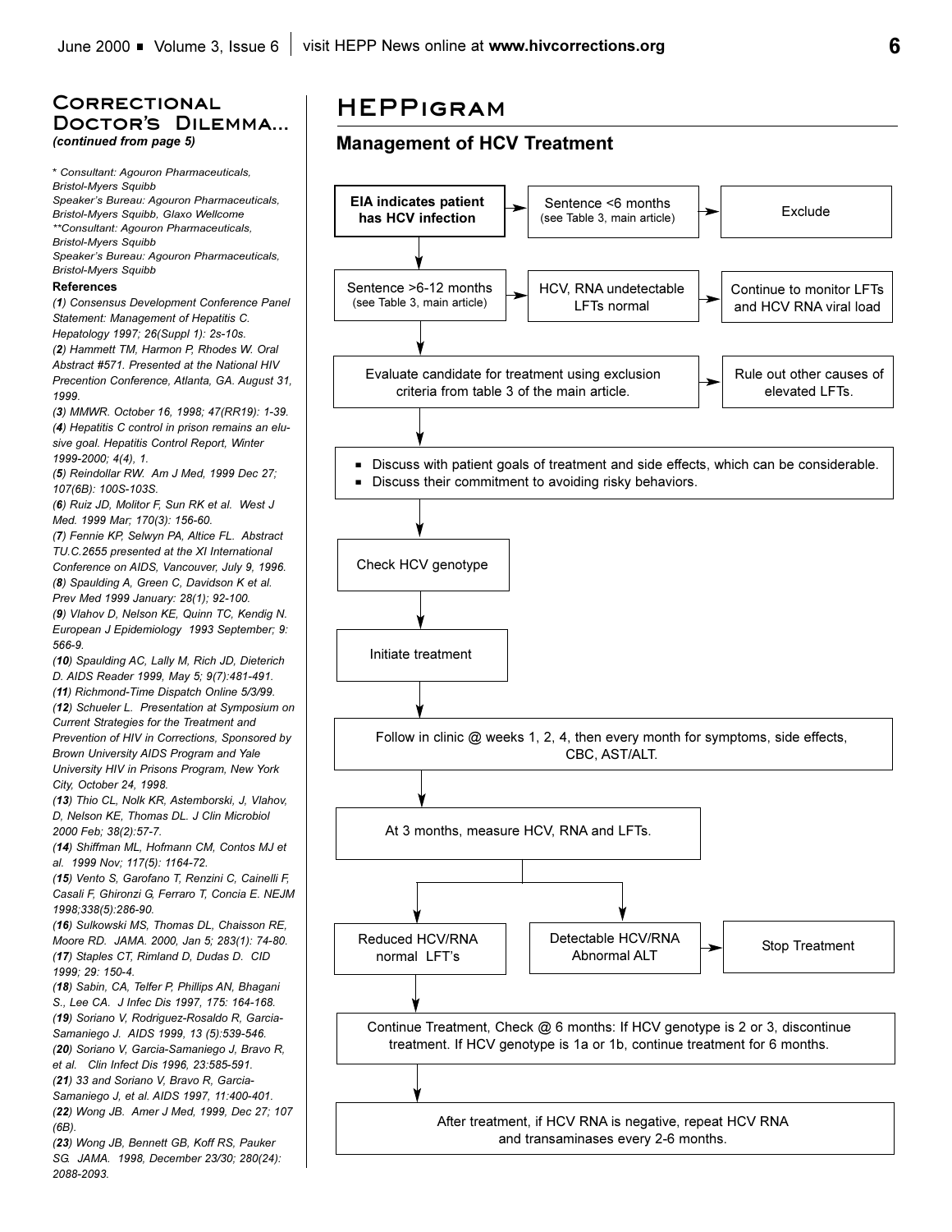## Correctional Doctor's Dilemma...

*(continued from page 5)*

*\* Consultant: Agouron Pharmaceuticals, Bristol-Myers Squibb*
*Speaker's Bureau: Agouron Pharmaceuticals, Bristol-Myers Squibb, Glaxo Wellcome*
*\*\*Consultant: Agouron Pharmaceuticals, Bristol-Myers Squibb*
*Speaker's Bureau: Agouron Pharmaceuticals, Bristol-Myers Squibb*

**References**

*(**1**) Consensus Development Conference Panel Statement: Management of Hepatitis C. Hepatology 1997; 26(Suppl 1): 2s-10s.*
*(**2**) Hammett TM, Harmon P, Rhodes W. Oral Abstract #571. Presented at the National HIV Precention Conference, Atlanta, GA. August 31, 1999.*
*(**3**) MMWR. October 16, 1998; 47(RR19): 1-39.*
*(**4**) Hepatitis C control in prison remains an elusive goal. Hepatitis Control Report, Winter 1999-2000; 4(4), 1.*
*(**5**) Reindollar RW. Am J Med, 1999 Dec 27; 107(6B): 100S-103S.*
*(**6**) Ruiz JD, Molitor F, Sun RK et al. West J Med. 1999 Mar; 170(3): 156-60.*
*(**7**) Fennie KP, Selwyn PA, Altice FL. Abstract TU.C.2655 presented at the XI International Conference on AIDS, Vancouver, July 9, 1996.*
*(**8**) Spaulding A, Green C, Davidson K et al. Prev Med 1999 January: 28(1); 92-100.*
*(**9**) Vlahov D, Nelson KE, Quinn TC, Kendig N. European J Epidemiology 1993 September; 9: 566-9.*
*(**10**) Spaulding AC, Lally M, Rich JD, Dieterich D. AIDS Reader 1999, May 5; 9(7):481-491.*
*(**11**) Richmond-Time Dispatch Online 5/3/99.*
*(**12**) Schueler L. Presentation at Symposium on Current Strategies for the Treatment and Prevention of HIV in Corrections, Sponsored by Brown University AIDS Program and Yale University HIV in Prisons Program, New York City, October 24, 1998.*
*(**13**) Thio CL, Nolk KR, Astemborski, J, Vlahov, D, Nelson KE, Thomas DL. J Clin Microbiol 2000 Feb; 38(2):57-7.*
*(**14**) Shiffman ML, Hofmann CM, Contos MJ et al. 1999 Nov; 117(5): 1164-72.*
*(**15**) Vento S, Garofano T, Renzini C, Cainelli F, Casali F, Ghironzi G, Ferraro T, Concia E. NEJM 1998;338(5):286-90.*
*(**16**) Sulkowski MS, Thomas DL, Chaisson RE, Moore RD. JAMA. 2000, Jan 5; 283(1): 74-80.*
*(**17**) Staples CT, Rimland D, Dudas D. CID 1999; 29: 150-4.*
*(**18**) Sabin, CA, Telfer P, Phillips AN, Bhagani S., Lee CA. J Infec Dis 1997, 175: 164-168.*
*(**19**) Soriano V, Rodriguez-Rosaldo R, Garcia-Samaniego J. AIDS 1999, 13 (5):539-546.*
*(**20**) Soriano V, Garcia-Samaniego J, Bravo R, et al. Clin Infect Dis 1996, 23:585-591.*
*(**21**) 33 and Soriano V, Bravo R, Garcia-Samaniego J, et al. AIDS 1997, 11:400-401.*
*(**22**) Wong JB. Amer J Med, 1999, Dec 27; 107 (6B).*
*(**23**) Wong JB, Bennett GB, Koff RS, Pauker SG. JAMA. 1998, December 23/30; 280(24): 2088-2093.*

## HEPPigram

### Management of HCV Treatment

- **EIA indicates patient has HCV infection**
  - → Sentence <6 months (see Table 3, main article) → Exclude
- ↓ Sentence >6-12 months (see Table 3, main article)
  - → HCV, RNA undetectable LFTs normal → Continue to monitor LFTs and HCV RNA viral load
- ↓ Evaluate candidate for treatment using exclusion criteria from table 3 of the main article.
  - → Rule out other causes of elevated LFTs.
- ↓
  - Discuss with patient goals of treatment and side effects, which can be considerable.
  - Discuss their commitment to avoiding risky behaviors.
- ↓ Check HCV genotype
- ↓ Initiate treatment
- ↓ Follow in clinic @ weeks 1, 2, 4, then every month for symptoms, side effects, CBC, AST/ALT.
- ↓ At 3 months, measure HCV, RNA and LFTs.
  - Detectable HCV/RNA Abnormal ALT → Stop Treatment
  - Reduced HCV/RNA normal LFT's
    - ↓ Continue Treatment, Check @ 6 months: If HCV genotype is 2 or 3, discontinue treatment. If HCV genotype is 1a or 1b, continue treatment for 6 months.
    - ↓ After treatment, if HCV RNA is negative, repeat HCV RNA and transaminases every 2-6 months.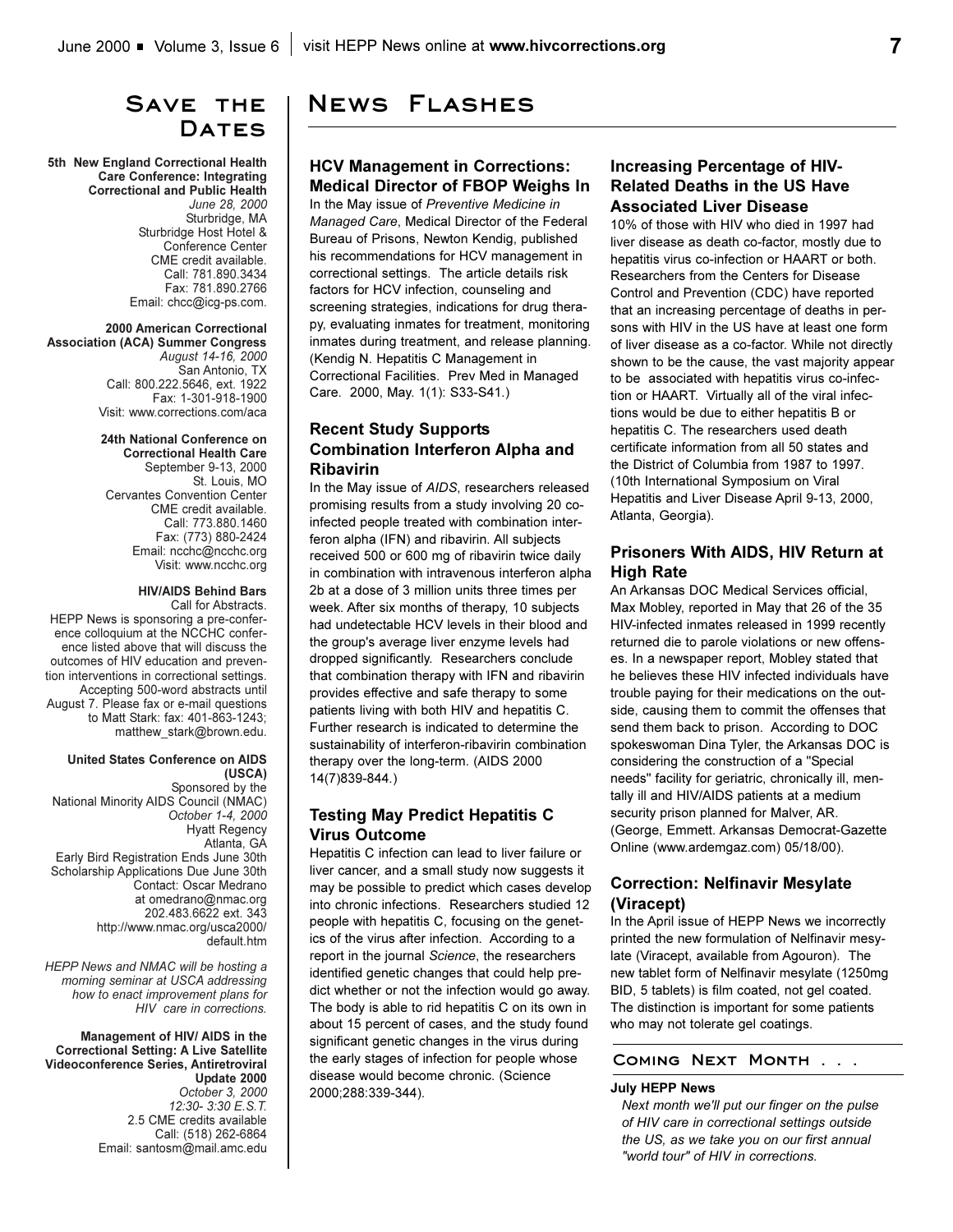# Save the Dates

**5th New England Correctional Health Care Conference: Integrating Correctional and Public Health**
*June 28, 2000*
Sturbridge, MA
Sturbridge Host Hotel & Conference Center
CME credit available.
Call: 781.890.3434
Fax: 781.890.2766
Email: chcc@icg-ps.com.

**2000 American Correctional Association (ACA) Summer Congress**
*August 14-16, 2000*
San Antonio, TX
Call: 800.222.5646, ext. 1922
Fax: 1-301-918-1900
Visit: www.corrections.com/aca

**24th National Conference on Correctional Health Care**
September 9-13, 2000
St. Louis, MO
Cervantes Convention Center
CME credit available.
Call: 773.880.1460
Fax: (773) 880-2424
Email: ncchc@ncchc.org
Visit: www.ncchc.org

**HIV/AIDS Behind Bars**
Call for Abstracts.
HEPP News is sponsoring a pre-conference colloquium at the NCCHC conference listed above that will discuss the outcomes of HIV education and prevention interventions in correctional settings. Accepting 500-word abstracts until August 7. Please fax or e-mail questions to Matt Stark: fax: 401-863-1243; matthew_stark@brown.edu.

**United States Conference on AIDS (USCA)**
Sponsored by the National Minority AIDS Council (NMAC)
*October 1-4, 2000*
Hyatt Regency
Atlanta, GA
Early Bird Registration Ends June 30th
Scholarship Applications Due June 30th
Contact: Oscar Medrano at omedrano@nmac.org
202.483.6622 ext. 343
http://www.nmac.org/usca2000/default.htm

*HEPP News and NMAC will be hosting a morning seminar at USCA addressing how to enact improvement plans for HIV care in corrections.*

**Management of HIV/ AIDS in the Correctional Setting: A Live Satellite Videoconference Series, Antiretroviral Update 2000**
*October 3, 2000*
*12:30- 3:30 E.S.T.*
2.5 CME credits available
Call: (518) 262-6864
Email: santosm@mail.amc.edu

# News Flashes

## HCV Management in Corrections: Medical Director of FBOP Weighs In

In the May issue of *Preventive Medicine in Managed Care*, Medical Director of the Federal Bureau of Prisons, Newton Kendig, published his recommendations for HCV management in correctional settings. The article details risk factors for HCV infection, counseling and screening strategies, indications for drug therapy, evaluating inmates for treatment, monitoring inmates during treatment, and release planning. (Kendig N. Hepatitis C Management in Correctional Facilities. Prev Med in Managed Care. 2000, May. 1(1): S33-S41.)

## Recent Study Supports Combination Interferon Alpha and Ribavirin

In the May issue of *AIDS*, researchers released promising results from a study involving 20 co-infected people treated with combination interferon alpha (IFN) and ribavirin. All subjects received 500 or 600 mg of ribavirin twice daily in combination with intravenous interferon alpha 2b at a dose of 3 million units three times per week. After six months of therapy, 10 subjects had undetectable HCV levels in their blood and the group's average liver enzyme levels had dropped significantly. Researchers conclude that combination therapy with IFN and ribavirin provides effective and safe therapy to some patients living with both HIV and hepatitis C. Further research is indicated to determine the sustainability of interferon-ribavirin combination therapy over the long-term. (AIDS 2000 14(7)839-844.)

## Testing May Predict Hepatitis C Virus Outcome

Hepatitis C infection can lead to liver failure or liver cancer, and a small study now suggests it may be possible to predict which cases develop into chronic infections. Researchers studied 12 people with hepatitis C, focusing on the genetics of the virus after infection. According to a report in the journal *Science*, the researchers identified genetic changes that could help predict whether or not the infection would go away. The body is able to rid hepatitis C on its own in about 15 percent of cases, and the study found significant genetic changes in the virus during the early stages of infection for people whose disease would become chronic. (Science 2000;288:339-344).

## Increasing Percentage of HIV-Related Deaths in the US Have Associated Liver Disease

10% of those with HIV who died in 1997 had liver disease as death co-factor, mostly due to hepatitis virus co-infection or HAART or both. Researchers from the Centers for Disease Control and Prevention (CDC) have reported that an increasing percentage of deaths in persons with HIV in the US have at least one form of liver disease as a co-factor. While not directly shown to be the cause, the vast majority appear to be associated with hepatitis virus co-infection or HAART. Virtually all of the viral infections would be due to either hepatitis B or hepatitis C. The researchers used death certificate information from all 50 states and the District of Columbia from 1987 to 1997. (10th International Symposium on Viral Hepatitis and Liver Disease April 9-13, 2000, Atlanta, Georgia).

## Prisoners With AIDS, HIV Return at High Rate

An Arkansas DOC Medical Services official, Max Mobley, reported in May that 26 of the 35 HIV-infected inmates released in 1999 recently returned die to parole violations or new offenses. In a newspaper report, Mobley stated that he believes these HIV infected individuals have trouble paying for their medications on the outside, causing them to commit the offenses that send them back to prison. According to DOC spokeswoman Dina Tyler, the Arkansas DOC is considering the construction of a "Special needs" facility for geriatric, chronically ill, mentally ill and HIV/AIDS patients at a medium security prison planned for Malver, AR. (George, Emmett. Arkansas Democrat-Gazette Online (www.ardemgaz.com) 05/18/00).

## Correction: Nelfinavir Mesylate (Viracept)

In the April issue of HEPP News we incorrectly printed the new formulation of Nelfinavir mesylate (Viracept, available from Agouron). The new tablet form of Nelfinavir mesylate (1250mg BID, 5 tablets) is film coated, not gel coated. The distinction is important for some patients who may not tolerate gel coatings.

## Coming Next Month . . .

**July HEPP News**

*Next month we'll put our finger on the pulse of HIV care in correctional settings outside the US, as we take you on our first annual "world tour" of HIV in corrections.*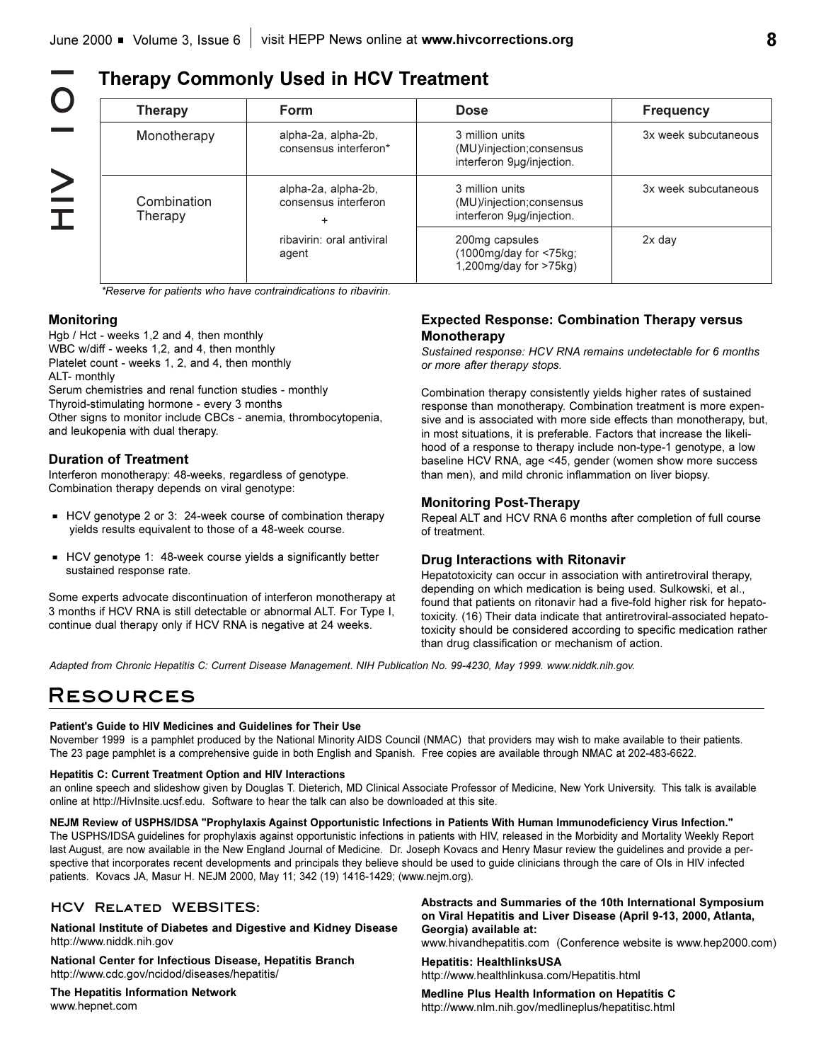## Therapy Commonly Used in HCV Treatment

| Therapy | Form | Dose | Frequency |
|---|---|---|---|
| Monotherapy | alpha-2a, alpha-2b, consensus interferon* | 3 million units (MU)/injection;consensus interferon 9µg/injection. | 3x week subcutaneous |
| Combination Therapy | alpha-2a, alpha-2b, consensus interferon + | 3 million units (MU)/injection;consensus interferon 9µg/injection. | 3x week subcutaneous |
| | ribavirin: oral antiviral agent | 200mg capsules (1000mg/day for <75kg; 1,200mg/day for >75kg) | 2x day |

*Reserve for patients who have contraindications to ribavirin.*

### Monitoring

Hgb / Hct - weeks 1,2 and 4, then monthly
WBC w/diff - weeks 1,2, and 4, then monthly
Platelet count - weeks 1, 2, and 4, then monthly
ALT- monthly
Serum chemistries and renal function studies - monthly
Thyroid-stimulating hormone - every 3 months
Other signs to monitor include CBCs - anemia, thrombocytopenia, and leukopenia with dual therapy.

### Duration of Treatment

Interferon monotherapy: 48-weeks, regardless of genotype.
Combination therapy depends on viral genotype:

- HCV genotype 2 or 3: 24-week course of combination therapy yields results equivalent to those of a 48-week course.
- HCV genotype 1: 48-week course yields a significantly better sustained response rate.

Some experts advocate discontinuation of interferon monotherapy at 3 months if HCV RNA is still detectable or abnormal ALT. For Type I, continue dual therapy only if HCV RNA is negative at 24 weeks.

### Expected Response: Combination Therapy versus Monotherapy

*Sustained response: HCV RNA remains undetectable for 6 months or more after therapy stops.*

Combination therapy consistently yields higher rates of sustained response than monotherapy. Combination treatment is more expensive and is associated with more side effects than monotherapy, but, in most situations, it is preferable. Factors that increase the likelihood of a response to therapy include non-type-1 genotype, a low baseline HCV RNA, age <45, gender (women show more success than men), and mild chronic inflammation on liver biopsy.

### Monitoring Post-Therapy

Repeal ALT and HCV RNA 6 months after completion of full course of treatment.

### Drug Interactions with Ritonavir

Hepatotoxicity can occur in association with antiretroviral therapy, depending on which medication is being used. Sulkowski, et al., found that patients on ritonavir had a five-fold higher risk for hepatotoxicity. (16) Their data indicate that antiretroviral-associated hepatotoxicity should be considered according to specific medication rather than drug classification or mechanism of action.

*Adapted from Chronic Hepatitis C: Current Disease Management. NIH Publication No. 99-4230, May 1999. www.niddk.nih.gov.*

# Resources

**Patient's Guide to HIV Medicines and Guidelines for Their Use**
November 1999 is a pamphlet produced by the National Minority AIDS Council (NMAC) that providers may wish to make available to their patients. The 23 page pamphlet is a comprehensive guide in both English and Spanish. Free copies are available through NMAC at 202-483-6622.

**Hepatitis C: Current Treatment Option and HIV Interactions**
an online speech and slideshow given by Douglas T. Dieterich, MD Clinical Associate Professor of Medicine, New York University. This talk is available online at http://HivInsite.ucsf.edu. Software to hear the talk can also be downloaded at this site.

**NEJM Review of USPHS/IDSA "Prophylaxis Against Opportunistic Infections in Patients With Human Immunodeficiency Virus Infection."**
The USPHS/IDSA guidelines for prophylaxis against opportunistic infections in patients with HIV, released in the Morbidity and Mortality Weekly Report last August, are now available in the New England Journal of Medicine. Dr. Joseph Kovacs and Henry Masur review the guidelines and provide a perspective that incorporates recent developments and principals they believe should be used to guide clinicians through the care of OIs in HIV infected patients. Kovacs JA, Masur H. NEJM 2000, May 11; 342 (19) 1416-1429; (www.nejm.org).

## HCV Related WEBSITES:

**National Institute of Diabetes and Digestive and Kidney Disease**
http://www.niddk.nih.gov

**National Center for Infectious Disease, Hepatitis Branch**
http://www.cdc.gov/ncidod/diseases/hepatitis/

**The Hepatitis Information Network**
www.hepnet.com

**Abstracts and Summaries of the 10th International Symposium on Viral Hepatitis and Liver Disease (April 9-13, 2000, Atlanta, Georgia) available at:**
www.hivandhepatitis.com (Conference website is www.hep2000.com)

**Hepatitis: HealthlinksUSA**
http://www.healthlinkusa.com/Hepatitis.html

**Medline Plus Health Information on Hepatitis C**
http://www.nlm.nih.gov/medlineplus/hepatitisc.html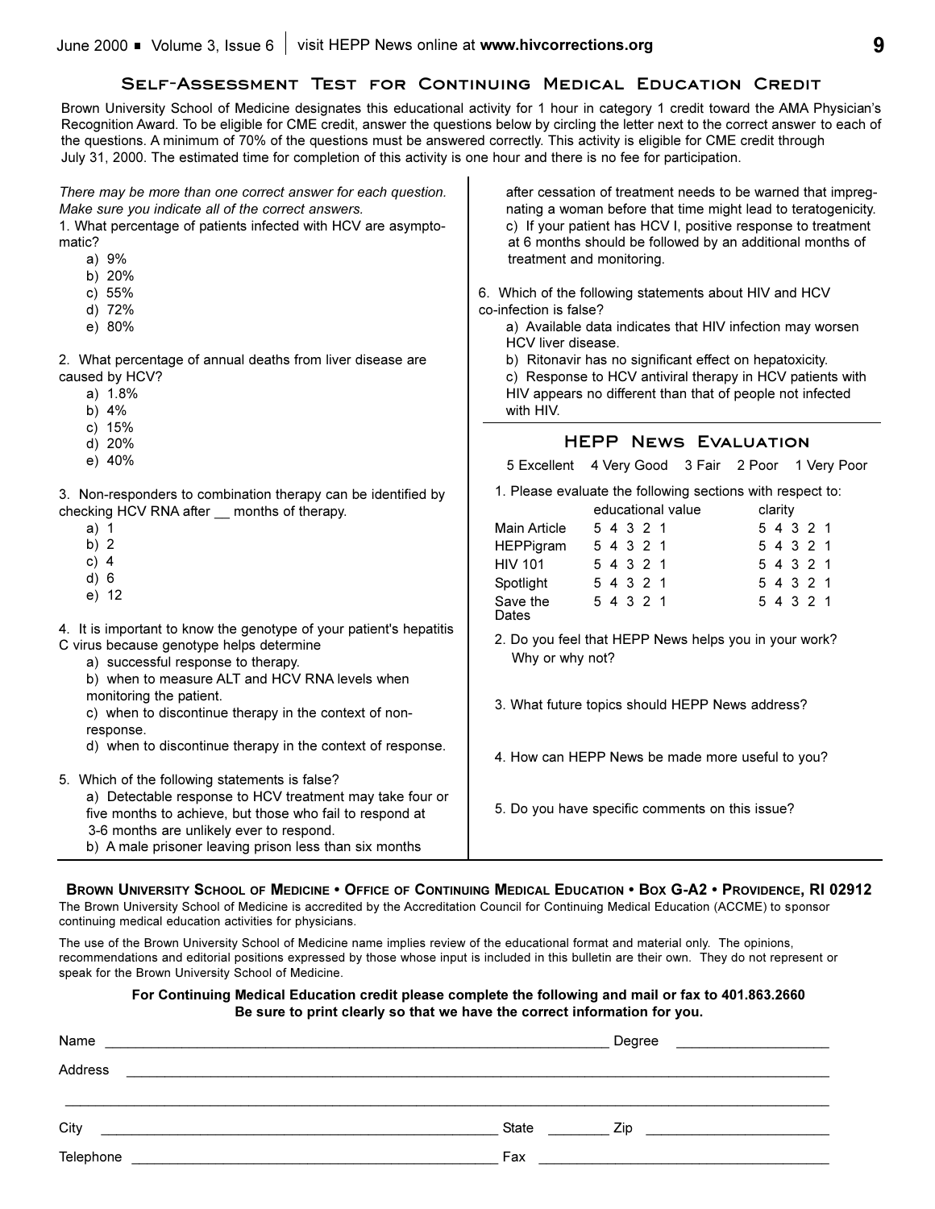## Self-Assessment Test for Continuing Medical Education Credit

Brown University School of Medicine designates this educational activity for 1 hour in category 1 credit toward the AMA Physician's Recognition Award. To be eligible for CME credit, answer the questions below by circling the letter next to the correct answer to each of the questions. A minimum of 70% of the questions must be answered correctly. This activity is eligible for CME credit through July 31, 2000. The estimated time for completion of this activity is one hour and there is no fee for participation.

*There may be more than one correct answer for each question. Make sure you indicate all of the correct answers.*

1. What percentage of patients infected with HCV are asymptomatic?
   a) 9%
   b) 20%
   c) 55%
   d) 72%
   e) 80%

2. What percentage of annual deaths from liver disease are caused by HCV?
   a) 1.8%
   b) 4%
   c) 15%
   d) 20%
   e) 40%

3. Non-responders to combination therapy can be identified by checking HCV RNA after __ months of therapy.
   a) 1
   b) 2
   c) 4
   d) 6
   e) 12

4. It is important to know the genotype of your patient's hepatitis C virus because genotype helps determine
   a) successful response to therapy.
   b) when to measure ALT and HCV RNA levels when monitoring the patient.
   c) when to discontinue therapy in the context of non-response.
   d) when to discontinue therapy in the context of response.

5. Which of the following statements is false?
   a) Detectable response to HCV treatment may take four or five months to achieve, but those who fail to respond at 3-6 months are unlikely ever to respond.
   b) A male prisoner leaving prison less than six months after cessation of treatment needs to be warned that impregnating a woman before that time might lead to teratogenicity.
   c) If your patient has HCV I, positive response to treatment at 6 months should be followed by an additional months of treatment and monitoring.

6. Which of the following statements about HIV and HCV co-infection is false?
   a) Available data indicates that HIV infection may worsen HCV liver disease.
   b) Ritonavir has no significant effect on hepatoxicity.
   c) Response to HCV antiviral therapy in HCV patients with HIV appears no different than that of people not infected with HIV.

## HEPP News Evaluation

5 Excellent 4 Very Good 3 Fair 2 Poor 1 Very Poor

1. Please evaluate the following sections with respect to:

| | educational value | clarity |
|---|---|---|
| Main Article | 5 4 3 2 1 | 5 4 3 2 1 |
| HEPPigram | 5 4 3 2 1 | 5 4 3 2 1 |
| HIV 101 | 5 4 3 2 1 | 5 4 3 2 1 |
| Spotlight | 5 4 3 2 1 | 5 4 3 2 1 |
| Save the Dates | 5 4 3 2 1 | 5 4 3 2 1 |

2. Do you feel that HEPP News helps you in your work? Why or why not?

3. What future topics should HEPP News address?

4. How can HEPP News be made more useful to you?

5. Do you have specific comments on this issue?

**Brown University School of Medicine • Office of Continuing Medical Education • Box G-A2 • Providence, RI 02912**

The Brown University School of Medicine is accredited by the Accreditation Council for Continuing Medical Education (ACCME) to sponsor continuing medical education activities for physicians.

The use of the Brown University School of Medicine name implies review of the educational format and material only. The opinions, recommendations and editorial positions expressed by those whose input is included in this bulletin are their own. They do not represent or speak for the Brown University School of Medicine.

**For Continuing Medical Education credit please complete the following and mail or fax to 401.863.2660**
**Be sure to print clearly so that we have the correct information for you.**

Name ______________________________ Degree ____________

Address ______________________________

______________________________

City ______________________ State ________ Zip ____________

Telephone ______________________ Fax ______________________